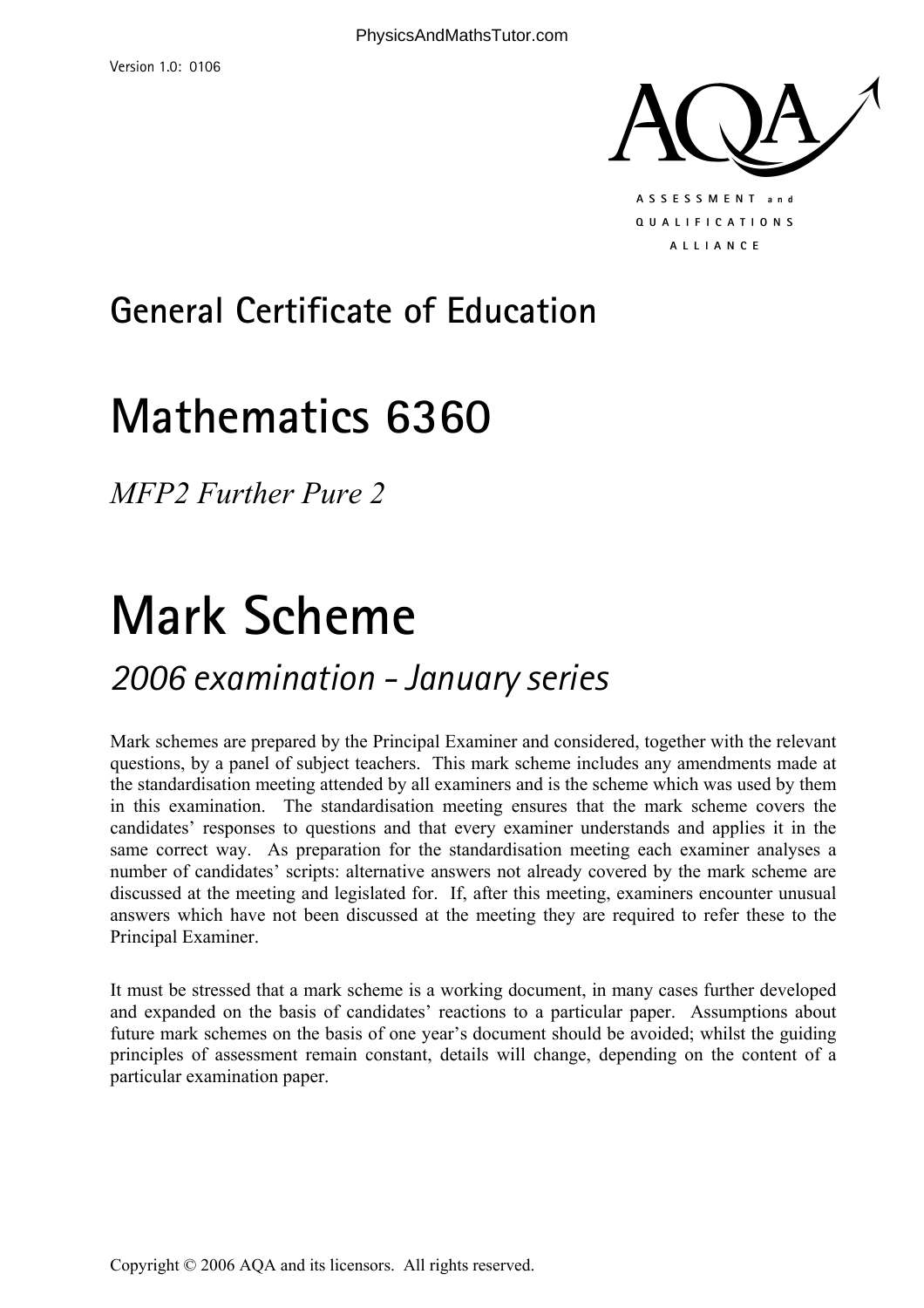Version 1.0: 0106

AQA

ASSESSMENT and QUALIFICATIONS ALLIANCE

# General Certificate of Education

# Mathematics 6360

*MFP2 Further Pure 2*

# Mark Scheme

## *2006 examination - January series*

Mark schemes are prepared by the Principal Examiner and considered, together with the relevant questions, by a panel of subject teachers. This mark scheme includes any amendments made at the standardisation meeting attended by all examiners and is the scheme which was used by them in this examination. The standardisation meeting ensures that the mark scheme covers the candidates' responses to questions and that every examiner understands and applies it in the same correct way. As preparation for the standardisation meeting each examiner analyses a number of candidates' scripts: alternative answers not already covered by the mark scheme are discussed at the meeting and legislated for. If, after this meeting, examiners encounter unusual answers which have not been discussed at the meeting they are required to refer these to the Principal Examiner.

It must be stressed that a mark scheme is a working document, in many cases further developed and expanded on the basis of candidates' reactions to a particular paper. Assumptions about future mark schemes on the basis of one year's document should be avoided; whilst the guiding principles of assessment remain constant, details will change, depending on the content of a particular examination paper.

Copyright © 2006 AQA and its licensors. All rights reserved.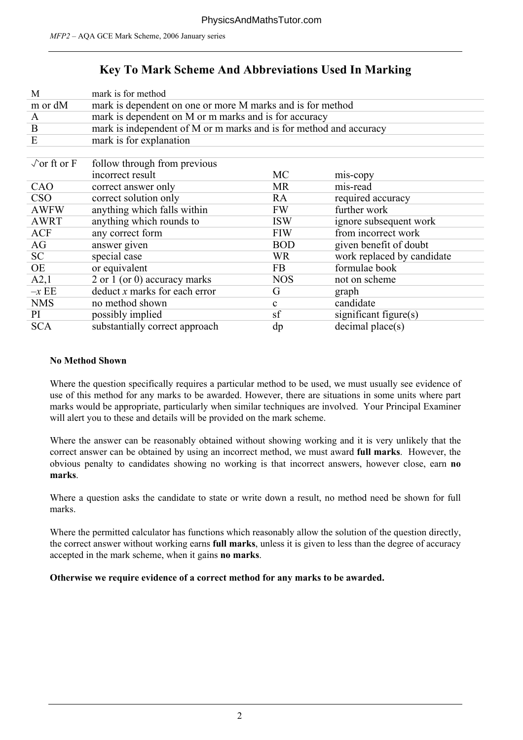## Key To Mark Scheme And Abbreviations Used In Marking

| | |
|---|---|
| M | mark is for method |
| m or dM | mark is dependent on one or more M marks and is for method |
| A | mark is dependent on M or m marks and is for accuracy |
| B | mark is independent of M or m marks and is for method and accuracy |
| E | mark is for explanation |

| | | | |
|---|---|---|---|
| √or ft or F | follow through from previous incorrect result | MC | mis-copy |
| CAO | correct answer only | MR | mis-read |
| CSO | correct solution only | RA | required accuracy |
| AWFW | anything which falls within | FW | further work |
| AWRT | anything which rounds to | ISW | ignore subsequent work |
| ACF | any correct form | FIW | from incorrect work |
| AG | answer given | BOD | given benefit of doubt |
| SC | special case | WR | work replaced by candidate |
| OE | or equivalent | FB | formulae book |
| A2,1 | 2 or 1 (or 0) accuracy marks | NOS | not on scheme |
| $-x$ EE | deduct $x$ marks for each error | G | graph |
| NMS | no method shown | c | candidate |
| PI | possibly implied | sf | significant figure(s) |
| SCA | substantially correct approach | dp | decimal place(s) |

**No Method Shown**

Where the question specifically requires a particular method to be used, we must usually see evidence of use of this method for any marks to be awarded. However, there are situations in some units where part marks would be appropriate, particularly when similar techniques are involved. Your Principal Examiner will alert you to these and details will be provided on the mark scheme.

Where the answer can be reasonably obtained without showing working and it is very unlikely that the correct answer can be obtained by using an incorrect method, we must award **full marks**. However, the obvious penalty to candidates showing no working is that incorrect answers, however close, earn **no marks**.

Where a question asks the candidate to state or write down a result, no method need be shown for full marks.

Where the permitted calculator has functions which reasonably allow the solution of the question directly, the correct answer without working earns **full marks**, unless it is given to less than the degree of accuracy accepted in the mark scheme, when it gains **no marks**.

**Otherwise we require evidence of a correct method for any marks to be awarded.**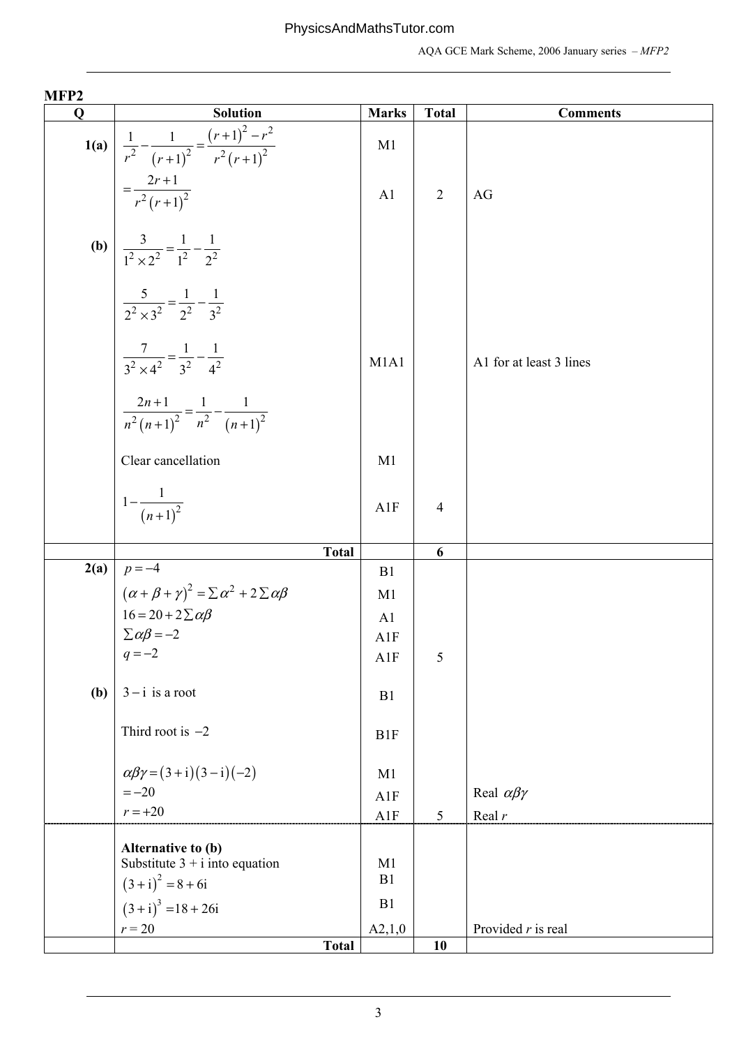## MFP2

| Q | Solution | Marks | Total | Comments |
|---|---|---|---|---|
| **1(a)** | $\dfrac{1}{r^2} - \dfrac{1}{(r+1)^2} = \dfrac{(r+1)^2 - r^2}{r^2(r+1)^2}$ | M1 | | |
| | $= \dfrac{2r+1}{r^2(r+1)^2}$ | A1 | 2 | AG |
| **(b)** | $\dfrac{3}{1^2 \times 2^2} = \dfrac{1}{1^2} - \dfrac{1}{2^2}$ | | | |
| | $\dfrac{5}{2^2 \times 3^2} = \dfrac{1}{2^2} - \dfrac{1}{3^2}$ | | | |
| | $\dfrac{7}{3^2 \times 4^2} = \dfrac{1}{3^2} - \dfrac{1}{4^2}$ | M1A1 | | A1 for at least 3 lines |
| | $\dfrac{2n+1}{n^2(n+1)^2} = \dfrac{1}{n^2} - \dfrac{1}{(n+1)^2}$ | | | |
| | Clear cancellation | M1 | | |
| | $1 - \dfrac{1}{(n+1)^2}$ | A1F | 4 | |
| | **Total** | | **6** | |
| **2(a)** | $p = -4$ | B1 | | |
| | $(\alpha + \beta + \gamma)^2 = \sum \alpha^2 + 2\sum \alpha\beta$ | M1 | | |
| | $16 = 20 + 2\sum \alpha\beta$ | A1 | | |
| | $\sum \alpha\beta = -2$ | A1F | | |
| | $q = -2$ | A1F | 5 | |
| **(b)** | $3 - \text{i}$ is a root | B1 | | |
| | Third root is $-2$ | B1F | | |
| | $\alpha\beta\gamma = (3+\text{i})(3-\text{i})(-2)$ | M1 | | |
| | $= -20$ | A1F | | Real $\alpha\beta\gamma$ |
| | $r = +20$ | A1F | 5 | Real $r$ |
| | **Alternative to (b)** | | | |
| | Substitute $3 + \text{i}$ into equation | M1 | | |
| | $(3+\text{i})^2 = 8 + 6\text{i}$ | B1 | | |
| | $(3+\text{i})^3 = 18 + 26\text{i}$ | B1 | | |
| | $r = 20$ | A2,1,0 | | Provided $r$ is real |
| | **Total** | | **10** | |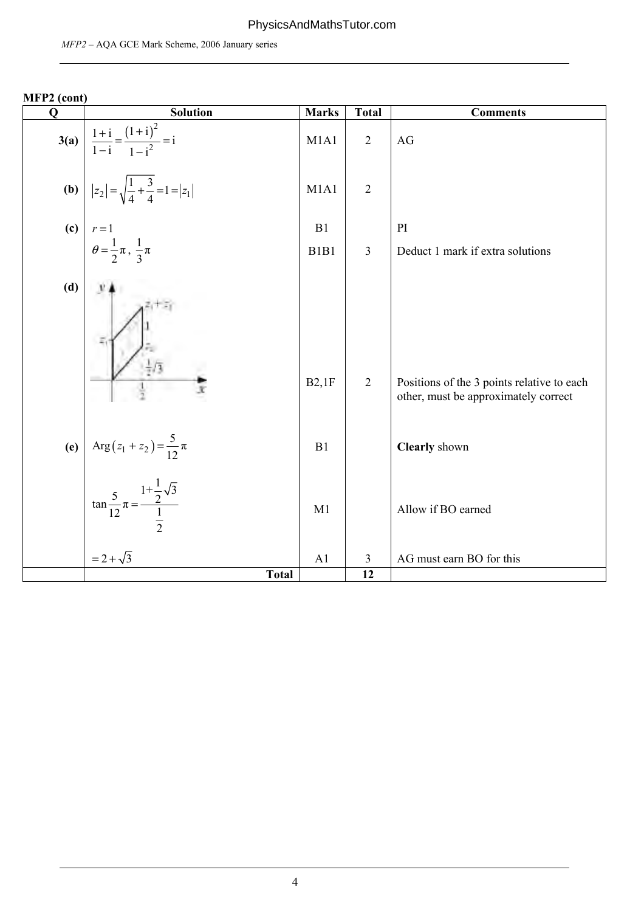**MFP2 (cont)**

| Q | Solution | Marks | Total | Comments |
|---|---|---|---|---|
| 3(a) | $\dfrac{1+\mathrm{i}}{1-\mathrm{i}} = \dfrac{(1+\mathrm{i})^2}{1-\mathrm{i}^2} = \mathrm{i}$ | M1A1 | 2 | AG |
| (b) | $\lvert z_2 \rvert = \sqrt{\dfrac{1}{4}+\dfrac{3}{4}} = 1 = \lvert z_1 \rvert$ | M1A1 | 2 | |
| (c) | $r = 1$ | B1 | | PI |
| | $\theta = \dfrac{1}{2}\pi,\ \dfrac{1}{3}\pi$ | B1B1 | 3 | Deduct 1 mark if extra solutions |
| (d) | Diagram: parallelogram with vertices $O$, $z_1$, $z_1 + z_2$, $z_2$; labels $1$, $\frac{1}{2}\sqrt{3}$, $\frac{1}{2}$; axes $x$, $y$ | B2,1F | 2 | Positions of the 3 points relative to each other, must be approximately correct |
| (e) | $\operatorname{Arg}(z_1 + z_2) = \dfrac{5}{12}\pi$ | B1 | | **Clearly** shown |
| | $\tan\dfrac{5}{12}\pi = \dfrac{1+\frac{1}{2}\sqrt{3}}{\frac{1}{2}}$ | M1 | | Allow if BO earned |
| | $= 2+\sqrt{3}$ | A1 | 3 | AG must earn BO for this |
| | **Total** | | **12** | |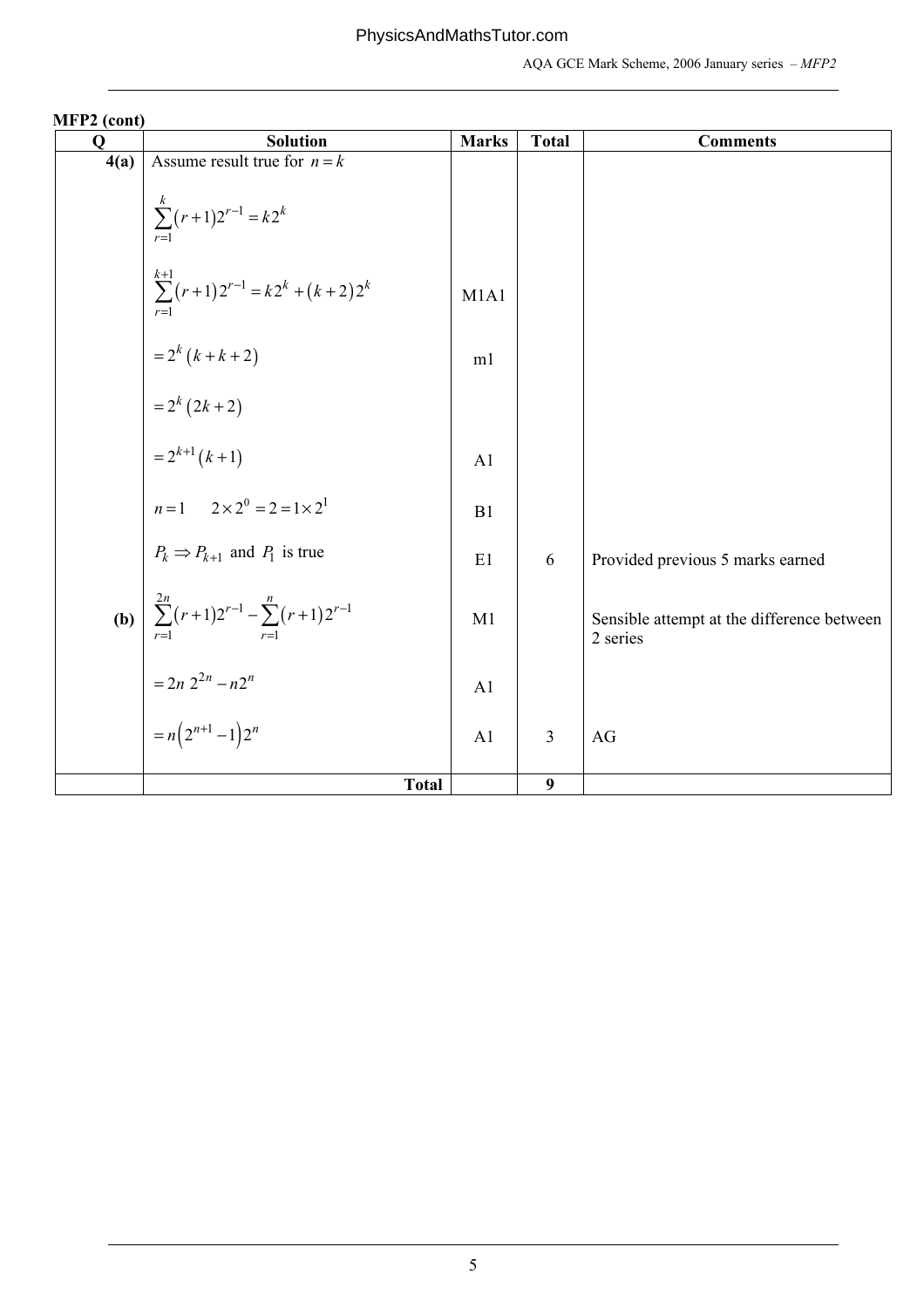**MFP2 (cont)**

| Q | Solution | Marks | Total | Comments |
|---|---|---|---|---|
| 4(a) | Assume result true for $n = k$ | | | |
| | $\sum_{r=1}^{k}(r+1)2^{r-1} = k2^k$ | | | |
| | $\sum_{r=1}^{k+1}(r+1)2^{r-1} = k2^k + (k+2)2^k$ | M1A1 | | |
| | $= 2^k(k+k+2)$ | m1 | | |
| | $= 2^k(2k+2)$ | | | |
| | $= 2^{k+1}(k+1)$ | A1 | | |
| | $n=1 \quad 2\times 2^0 = 2 = 1\times 2^1$ | B1 | | |
| | $P_k \Rightarrow P_{k+1}$ and $P_1$ is true | E1 | 6 | Provided previous 5 marks earned |
| (b) | $\sum_{r=1}^{2n}(r+1)2^{r-1} - \sum_{r=1}^{n}(r+1)2^{r-1}$ | M1 | | Sensible attempt at the difference between 2 series |
| | $= 2n\ 2^{2n} - n2^n$ | A1 | | |
| | $= n\left(2^{n+1}-1\right)2^n$ | A1 | 3 | AG |
| | **Total** | | **9** | |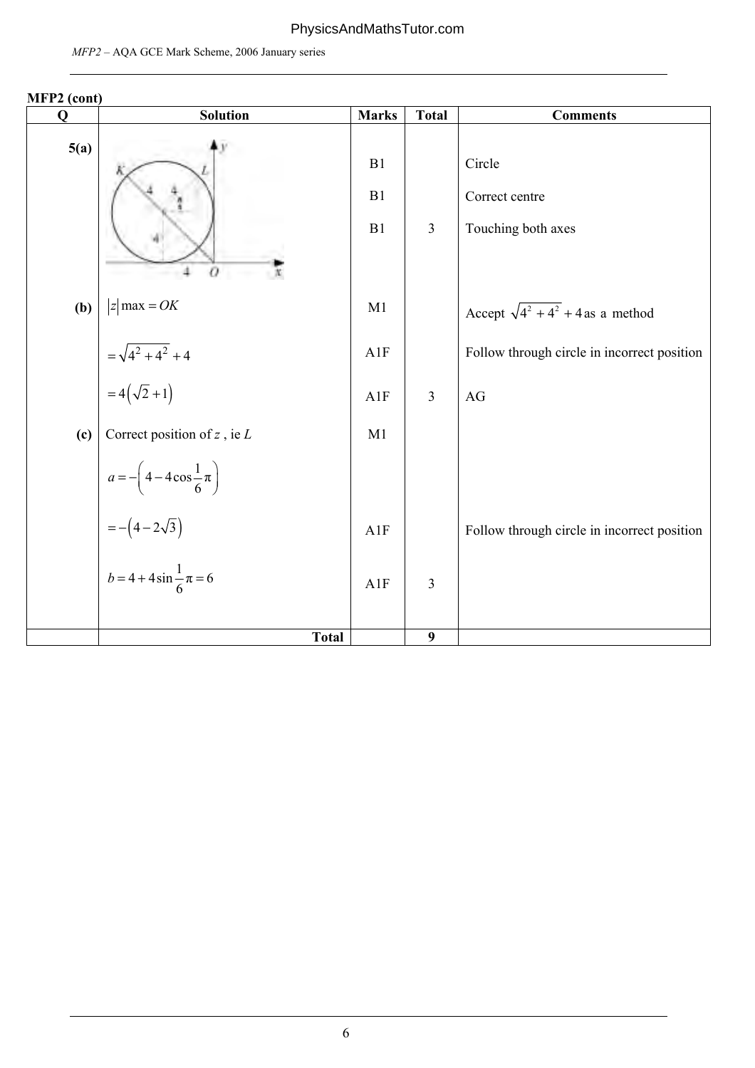**MFP2 (cont)**

| Q | Solution | Marks | Total | Comments |
|---|---|---|---|---|
| 5(a) | | B1 | | Circle |
| | | B1 | | Correct centre |
| | | B1 | 3 | Touching both axes |
| (b) | $\lvert z \rvert \max = OK$ | M1 | | Accept $\sqrt{4^2+4^2}+4$ as a method |
| | $= \sqrt{4^2+4^2}+4$ | A1F | | Follow through circle in incorrect position |
| | $= 4\left(\sqrt{2}+1\right)$ | A1F | 3 | AG |
| (c) | Correct position of $z$ , ie $L$ | M1 | | |
| | $a = -\left(4 - 4\cos\frac{1}{6}\pi\right)$ | | | |
| | $= -\left(4 - 2\sqrt{3}\right)$ | A1F | | Follow through circle in incorrect position |
| | $b = 4 + 4\sin\frac{1}{6}\pi = 6$ | A1F | 3 | |
| | **Total** | | **9** | |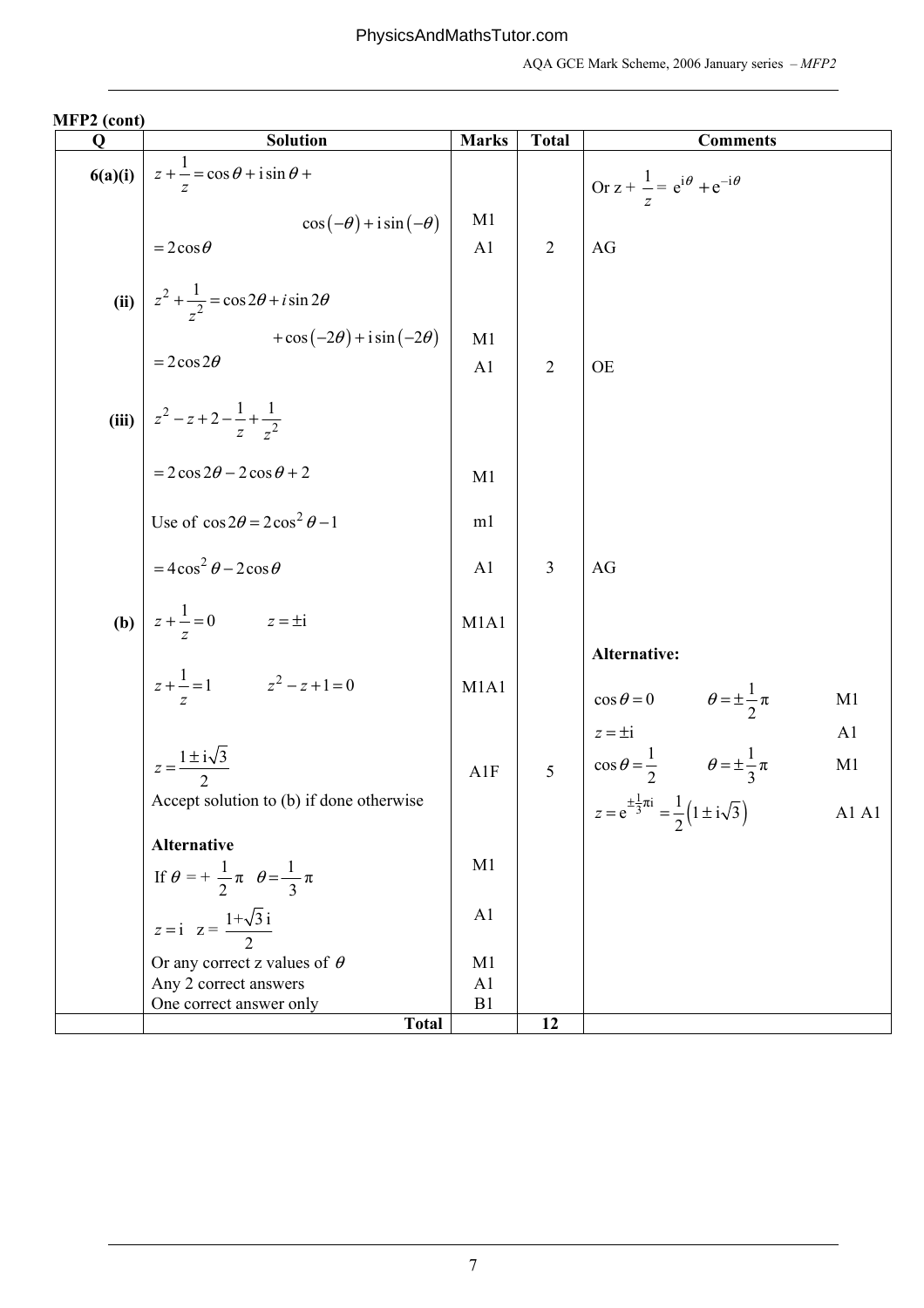MFP2 (cont)

| Q | Solution | Marks | Total | Comments |
|---|---|---|---|---|
| 6(a)(i) | $z+\dfrac{1}{z}=\cos\theta+\mathrm{i}\sin\theta+$ | | | Or $z+\dfrac{1}{z}=\mathrm{e}^{\mathrm{i}\theta}+\mathrm{e}^{-\mathrm{i}\theta}$ |
| | $\cos(-\theta)+\mathrm{i}\sin(-\theta)$ | M1 | | |
| | $=2\cos\theta$ | A1 | 2 | AG |
| (ii) | $z^2+\dfrac{1}{z^2}=\cos 2\theta+i\sin 2\theta$ | | | |
| | $+\cos(-2\theta)+\mathrm{i}\sin(-2\theta)$ | M1 | | |
| | $=2\cos 2\theta$ | A1 | 2 | OE |
| (iii) | $z^2-z+2-\dfrac{1}{z}+\dfrac{1}{z^2}$ | | | |
| | $=2\cos 2\theta-2\cos\theta+2$ | M1 | | |
| | Use of $\cos 2\theta=2\cos^2\theta-1$ | m1 | | |
| | $=4\cos^2\theta-2\cos\theta$ | A1 | 3 | AG |
| (b) | $z+\dfrac{1}{z}=0 \qquad z=\pm\mathrm{i}$ | M1A1 | | **Alternative:** |
| | $z+\dfrac{1}{z}=1 \qquad z^2-z+1=0$ | M1A1 | | $\cos\theta=0 \qquad \theta=\pm\dfrac{1}{2}\pi$ M1 |
| | | | | $z=\pm\mathrm{i}$ A1 |
| | $z=\dfrac{1\pm\mathrm{i}\sqrt{3}}{2}$ | A1F | 5 | $\cos\theta=\dfrac{1}{2} \qquad \theta=\pm\dfrac{1}{3}\pi$ M1 |
| | Accept solution to (b) if done otherwise | | | $z=\mathrm{e}^{\pm\frac{1}{3}\pi\mathrm{i}}=\dfrac{1}{2}\left(1\pm\mathrm{i}\sqrt{3}\right)$ A1 A1 |
| | **Alternative** | | | |
| | If $\theta=+\dfrac{1}{2}\pi \quad \theta=\dfrac{1}{3}\pi$ | M1 | | |
| | $z=\mathrm{i} \quad z=\dfrac{1+\sqrt{3}\,\mathrm{i}}{2}$ | A1 | | |
| | Or any correct z values of $\theta$ | M1 | | |
| | Any 2 correct answers | A1 | | |
| | One correct answer only | B1 | | |
| | **Total** | | **12** | |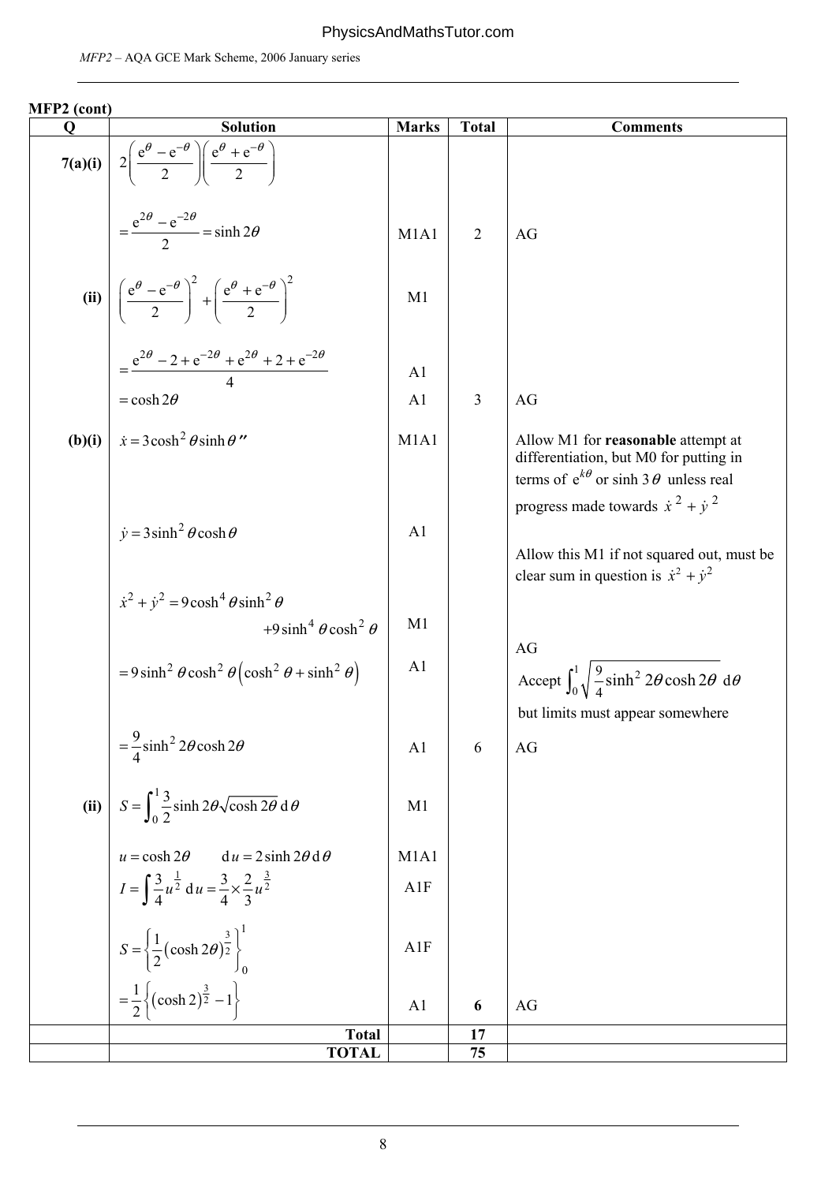MFP2 (cont)

| Q | Solution | Marks | Total | Comments |
|---|---|---|---|---|
| 7(a)(i) | $2\left(\dfrac{e^{\theta}-e^{-\theta}}{2}\right)\left(\dfrac{e^{\theta}+e^{-\theta}}{2}\right)$ | | | |
| | $=\dfrac{e^{2\theta}-e^{-2\theta}}{2}=\sinh 2\theta$ | M1A1 | 2 | AG |
| (ii) | $\left(\dfrac{e^{\theta}-e^{-\theta}}{2}\right)^2+\left(\dfrac{e^{\theta}+e^{-\theta}}{2}\right)^2$ | M1 | | |
| | $=\dfrac{e^{2\theta}-2+e^{-2\theta}+e^{2\theta}+2+e^{-2\theta}}{4}$ | A1 | | |
| | $=\cosh 2\theta$ | A1 | 3 | AG |
| (b)(i) | $\dot{x}=3\cosh^2\theta\sinh\theta$" | M1A1 | | Allow M1 for **reasonable** attempt at differentiation, but M0 for putting in terms of $e^{k\theta}$ or $\sinh 3\theta$ unless real progress made towards $\dot{x}^2+\dot{y}^2$ |
| | $\dot{y}=3\sinh^2\theta\cosh\theta$ | A1 | | Allow this M1 if not squared out, must be clear sum in question is $\dot{x}^2+\dot{y}^2$ |
| | $\dot{x}^2+\dot{y}^2=9\cosh^4\theta\sinh^2\theta$ $+9\sinh^4\theta\cosh^2\theta$ | M1 | | |
| | $=9\sinh^2\theta\cosh^2\theta\left(\cosh^2\theta+\sinh^2\theta\right)$ | A1 | | AG Accept $\int_0^1\sqrt{\frac{9}{4}\sinh^2 2\theta\cosh 2\theta}\,d\theta$ but limits must appear somewhere |
| | $=\dfrac{9}{4}\sinh^2 2\theta\cosh 2\theta$ | A1 | 6 | AG |
| (ii) | $S=\int_0^1\dfrac{3}{2}\sinh 2\theta\sqrt{\cosh 2\theta}\,d\theta$ | M1 | | |
| | $u=\cosh 2\theta \qquad du=2\sinh 2\theta\,d\theta$ | M1A1 | | |
| | $I=\int\dfrac{3}{4}u^{\frac{1}{2}}\,du=\dfrac{3}{4}\times\dfrac{2}{3}u^{\frac{3}{2}}$ | A1F | | |
| | $S=\left\{\dfrac{1}{2}(\cosh 2\theta)^{\frac{3}{2}}\right\}_0^1$ | A1F | | |
| | $=\dfrac{1}{2}\left\{(\cosh 2)^{\frac{3}{2}}-1\right\}$ | A1 | **6** | AG |
| | **Total** | | **17** | |
| | **TOTAL** | | **75** | |